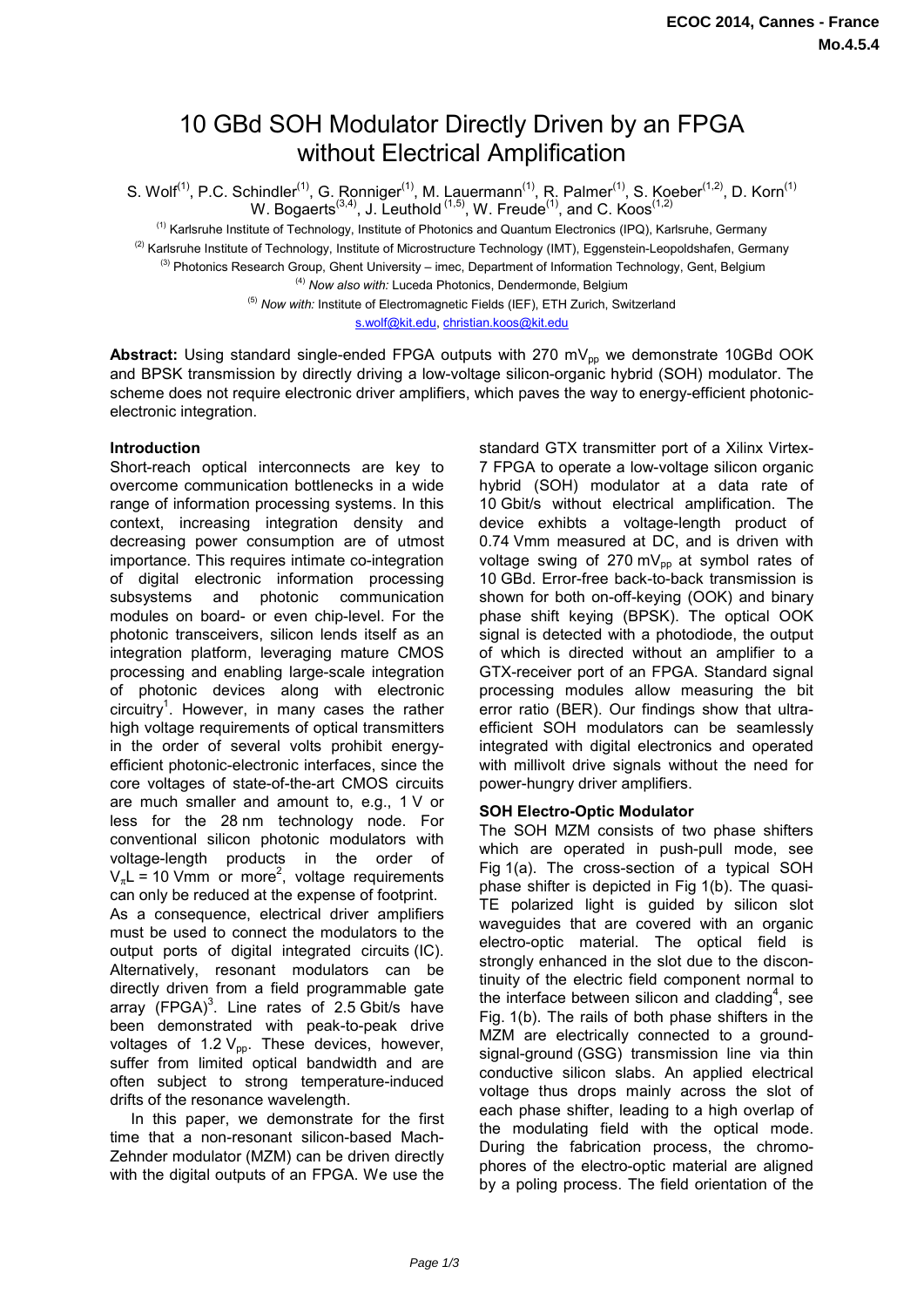# 10 GBd SOH Modulator Directly Driven by an FPGA without Electrical Amplification

S. Wolf[1], P.C. Schindler[1], G. Ronniger[1], M. Lauermann[1], R. Palmer[1], S. Koeber[1,2], D. Korn[1]
W. Bogaerts[3,4], J. Leuthold [1,5], W. Freude[1], and C. Koos[1,2]

[1] Karlsruhe Institute of Technology, Institute of Photonics and Quantum Electronics (IPQ), Karlsruhe, Germany
[2] Karlsruhe Institute of Technology, Institute of Microstructure Technology (IMT), Eggenstein-Leopoldshafen, Germany
[3] Photonics Research Group, Ghent University – imec, Department of Information Technology, Gent, Belgium
[4] *Now also with:* Luceda Photonics, Dendermonde, Belgium
[5] *Now with:* Institute of Electromagnetic Fields (IEF), ETH Zurich, Switzerland
s.wolf@kit.edu, christian.koos@kit.edu

**Abstract:** Using standard single-ended FPGA outputs with 270 $mV_{pp}$ we demonstrate 10GBd OOK and BPSK transmission by directly driving a low-voltage silicon-organic hybrid (SOH) modulator. The scheme does not require electronic driver amplifiers, which paves the way to energy-efficient photonic-electronic integration.

## Introduction

Short-reach optical interconnects are key to overcome communication bottlenecks in a wide range of information processing systems. In this context, increasing integration density and decreasing power consumption are of utmost importance. This requires intimate co-integration of digital electronic information processing subsystems and photonic communication modules on board- or even chip-level. For the photonic transceivers, silicon lends itself as an integration platform, leveraging mature CMOS processing and enabling large-scale integration of photonic devices along with electronic circuitry[1]. However, in many cases the rather high voltage requirements of optical transmitters in the order of several volts prohibit energy-efficient photonic-electronic interfaces, since the core voltages of state-of-the-art CMOS circuits are much smaller and amount to, e.g., 1 V or less for the 28 nm technology node. For conventional silicon photonic modulators with voltage-length products in the order of $V_{\pi}L$ = 10 Vmm or more[2], voltage requirements can only be reduced at the expense of footprint.
As a consequence, electrical driver amplifiers must be used to connect the modulators to the output ports of digital integrated circuits (IC). Alternatively, resonant modulators can be directly driven from a field programmable gate array (FPGA)[3]. Line rates of 2.5 Gbit/s have been demonstrated with peak-to-peak drive voltages of 1.2 $V_{pp}$. These devices, however, suffer from limited optical bandwidth and are often subject to strong temperature-induced drifts of the resonance wavelength.

In this paper, we demonstrate for the first time that a non-resonant silicon-based Mach-Zehnder modulator (MZM) can be driven directly with the digital outputs of an FPGA. We use the standard GTX transmitter port of a Xilinx Virtex-7 FPGA to operate a low-voltage silicon organic hybrid (SOH) modulator at a data rate of 10 Gbit/s without electrical amplification. The device exhibits a voltage-length product of 0.74 Vmm measured at DC, and is driven with voltage swing of 270 $mV_{pp}$ at symbol rates of 10 GBd. Error-free back-to-back transmission is shown for both on-off-keying (OOK) and binary phase shift keying (BPSK). The optical OOK signal is detected with a photodiode, the output of which is directed without an amplifier to a GTX-receiver port of an FPGA. Standard signal processing modules allow measuring the bit error ratio (BER). Our findings show that ultra-efficient SOH modulators can be seamlessly integrated with digital electronics and operated with millivolt drive signals without the need for power-hungry driver amplifiers.

## SOH Electro-Optic Modulator

The SOH MZM consists of two phase shifters which are operated in push-pull mode, see Fig 1(a). The cross-section of a typical SOH phase shifter is depicted in Fig 1(b). The quasi-TE polarized light is guided by silicon slot waveguides that are covered with an organic electro-optic material. The optical field is strongly enhanced in the slot due to the discontinuity of the electric field component normal to the interface between silicon and cladding[4], see Fig. 1(b). The rails of both phase shifters in the MZM are electrically connected to a ground-signal-ground (GSG) transmission line via thin conductive silicon slabs. An applied electrical voltage thus drops mainly across the slot of each phase shifter, leading to a high overlap of the modulating field with the optical mode. During the fabrication process, the chromophores of the electro-optic material are aligned by a poling process. The field orientation of the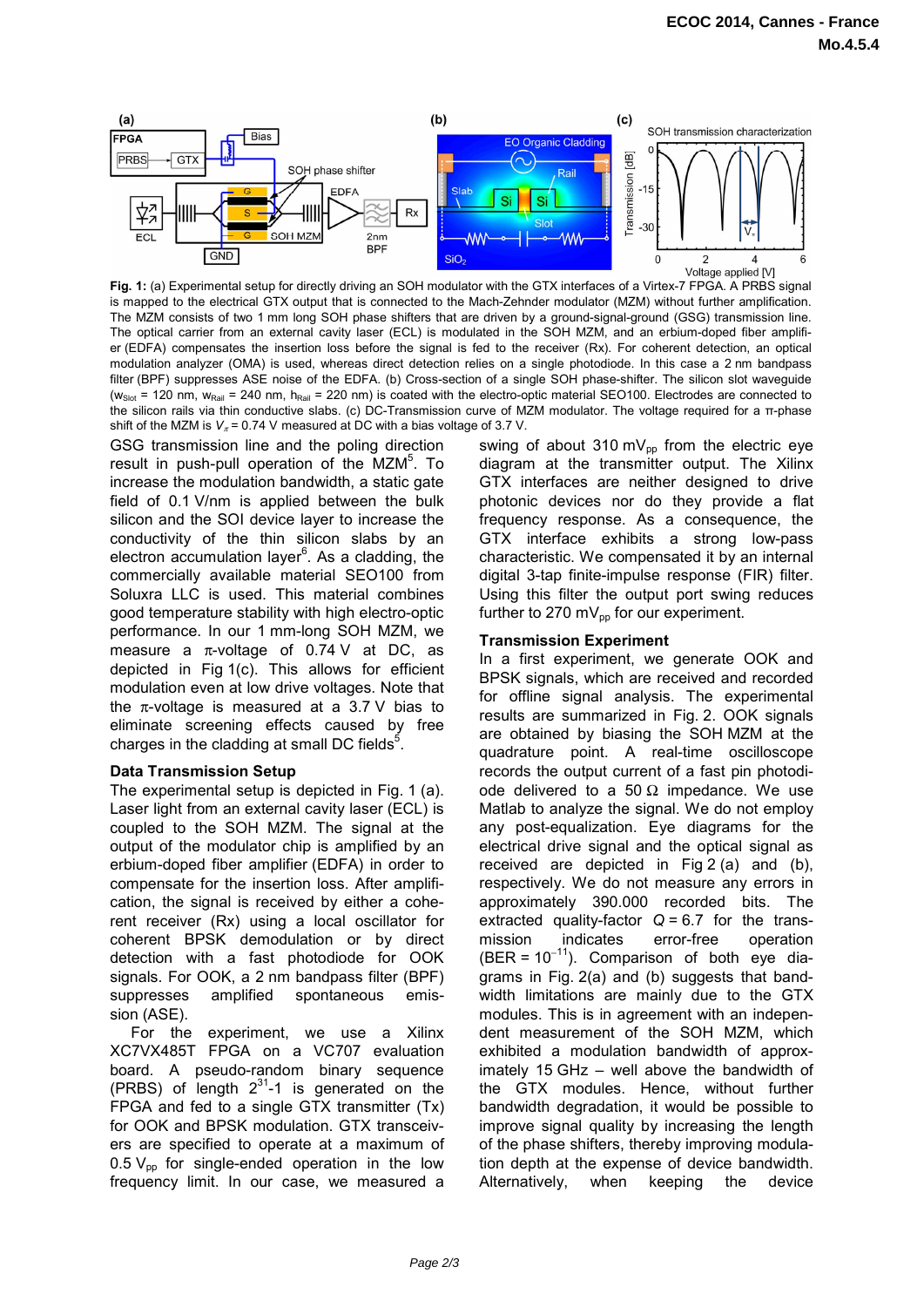**Fig. 1:** (a) Experimental setup for directly driving an SOH modulator with the GTX interfaces of a Virtex-7 FPGA. A PRBS signal is mapped to the electrical GTX output that is connected to the Mach-Zehnder modulator (MZM) without further amplification. The MZM consists of two 1 mm long SOH phase shifters that are driven by a ground-signal-ground (GSG) transmission line. The optical carrier from an external cavity laser (ECL) is modulated in the SOH MZM, and an erbium-doped fiber amplifier (EDFA) compensates the insertion loss before the signal is fed to the receiver (Rx). For coherent detection, an optical modulation analyzer (OMA) is used, whereas direct detection relies on a single photodiode. In this case a 2 nm bandpass filter (BPF) suppresses ASE noise of the EDFA. (b) Cross-section of a single SOH phase-shifter. The silicon slot waveguide ($w_{Slot}$ = 120 nm, $w_{Rail}$ = 240 nm, $h_{Rail}$ = 220 nm) is coated with the electro-optic material SEO100. Electrodes are connected to the silicon rails via thin conductive slabs. (c) DC-Transmission curve of MZM modulator. The voltage required for a π-phase shift of the MZM is $V_\pi$ = 0.74 V measured at DC with a bias voltage of 3.7 V.

GSG transmission line and the poling direction result in push-pull operation of the MZM[5]. To increase the modulation bandwidth, a static gate field of 0.1 V/nm is applied between the bulk silicon and the SOI device layer to increase the conductivity of the thin silicon slabs by an electron accumulation layer[6]. As a cladding, the commercially available material SEO100 from Soluxra LLC is used. This material combines good temperature stability with high electro-optic performance. In our 1 mm-long SOH MZM, we measure a $\pi$-voltage of 0.74 V at DC, as depicted in Fig 1(c). This allows for efficient modulation even at low drive voltages. Note that the $\pi$-voltage is measured at a 3.7 V bias to eliminate screening effects caused by free charges in the cladding at small DC fields[5].

### Data Transmission Setup

The experimental setup is depicted in Fig. 1 (a). Laser light from an external cavity laser (ECL) is coupled to the SOH MZM. The signal at the output of the modulator chip is amplified by an erbium-doped fiber amplifier (EDFA) in order to compensate for the insertion loss. After amplification, the signal is received by either a coherent receiver (Rx) using a local oscillator for coherent BPSK demodulation or by direct detection with a fast photodiode for OOK signals. For OOK, a 2 nm bandpass filter (BPF) suppresses amplified spontaneous emission (ASE).

For the experiment, we use a Xilinx XC7VX485T FPGA on a VC707 evaluation board. A pseudo-random binary sequence (PRBS) of length $2^{31}$-1 is generated on the FPGA and fed to a single GTX transmitter (Tx) for OOK and BPSK modulation. GTX transceivers are specified to operate at a maximum of 0.5 $V_{pp}$ for single-ended operation in the low frequency limit. In our case, we measured a swing of about 310 $mV_{pp}$ from the electric eye diagram at the transmitter output. The Xilinx GTX interfaces are neither designed to drive photonic devices nor do they provide a flat frequency response. As a consequence, the GTX interface exhibits a strong low-pass characteristic. We compensated it by an internal digital 3-tap finite-impulse response (FIR) filter. Using this filter the output port swing reduces further to 270 $mV_{pp}$ for our experiment.

### Transmission Experiment

In a first experiment, we generate OOK and BPSK signals, which are received and recorded for offline signal analysis. The experimental results are summarized in Fig. 2. OOK signals are obtained by biasing the SOH MZM at the quadrature point. A real-time oscilloscope records the output current of a fast pin photodiode delivered to a 50 Ω impedance. We use Matlab to analyze the signal. We do not employ any post-equalization. Eye diagrams for the electrical drive signal and the optical signal as received are depicted in Fig 2 (a) and (b), respectively. We do not measure any errors in approximately 390.000 recorded bits. The extracted quality-factor $Q$ = 6.7 for the transmission indicates error-free operation (BER = $10^{-11}$). Comparison of both eye diagrams in Fig. 2(a) and (b) suggests that bandwidth limitations are mainly due to the GTX modules. This is in agreement with an independent measurement of the SOH MZM, which exhibited a modulation bandwidth of approximately 15 GHz – well above the bandwidth of the GTX modules. Hence, without further bandwidth degradation, it would be possible to improve signal quality by increasing the length of the phase shifters, thereby improving modulation depth at the expense of device bandwidth. Alternatively, when keeping the device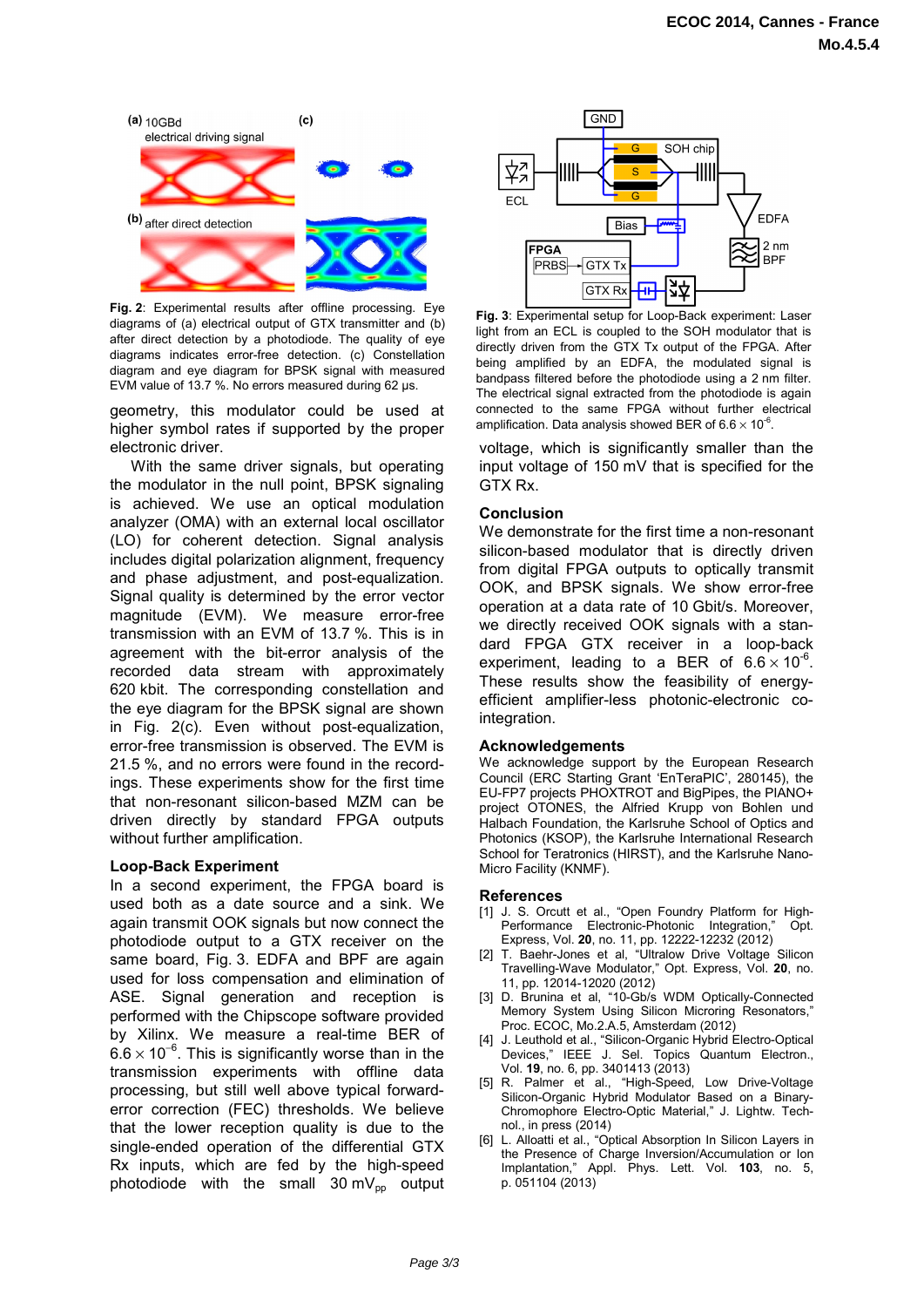(a) 10GBd
electrical driving signal

(b) after direct detection

(c)

**Fig. 2**: Experimental results after offline processing. Eye diagrams of (a) electrical output of GTX transmitter and (b) after direct detection by a photodiode. The quality of eye diagrams indicates error-free detection. (c) Constellation diagram and eye diagram for BPSK signal with measured EVM value of 13.7 %. No errors measured during 62 µs.

geometry, this modulator could be used at higher symbol rates if supported by the proper electronic driver.

With the same driver signals, but operating the modulator in the null point, BPSK signaling is achieved. We use an optical modulation analyzer (OMA) with an external local oscillator (LO) for coherent detection. Signal analysis includes digital polarization alignment, frequency and phase adjustment, and post-equalization. Signal quality is determined by the error vector magnitude (EVM). We measure error-free transmission with an EVM of 13.7 %. This is in agreement with the bit-error analysis of the recorded data stream with approximately 620 kbit. The corresponding constellation and the eye diagram for the BPSK signal are shown in Fig. 2(c). Even without post-equalization, error-free transmission is observed. The EVM is 21.5 %, and no errors were found in the recordings. These experiments show for the first time that non-resonant silicon-based MZM can be driven directly by standard FPGA outputs without further amplification.

## Loop-Back Experiment

In a second experiment, the FPGA board is used both as a date source and a sink. We again transmit OOK signals but now connect the photodiode output to a GTX receiver on the same board, Fig. 3. EDFA and BPF are again used for loss compensation and elimination of ASE. Signal generation and reception is performed with the Chipscope software provided by Xilinx. We measure a real-time BER of $6.6 \times 10^{-6}$. This is significantly worse than in the transmission experiments with offline data processing, but still well above typical forward-error correction (FEC) thresholds. We believe that the lower reception quality is due to the single-ended operation of the differential GTX Rx inputs, which are fed by the high-speed photodiode with the small 30 $mV_{pp}$ output voltage, which is significantly smaller than the input voltage of 150 mV that is specified for the GTX Rx.

GND
SOH chip
G
S
G
ECL
EDFA
Bias
FPGA
PRBS
GTX Tx
GTX Rx
2 nm
BPF

**Fig. 3**: Experimental setup for Loop-Back experiment: Laser light from an ECL is coupled to the SOH modulator that is directly driven from the GTX Tx output of the FPGA. After being amplified by an EDFA, the modulated signal is bandpass filtered before the photodiode using a 2 nm filter. The electrical signal extracted from the photodiode is again connected to the same FPGA without further electrical amplification. Data analysis showed BER of $6.6 \times 10^{-6}$.

## Conclusion

We demonstrate for the first time a non-resonant silicon-based modulator that is directly driven from digital FPGA outputs to optically transmit OOK, and BPSK signals. We show error-free operation at a data rate of 10 Gbit/s. Moreover, we directly received OOK signals with a standard FPGA GTX receiver in a loop-back experiment, leading to a BER of $6.6 \times 10^{-6}$. These results show the feasibility of energy-efficient amplifier-less photonic-electronic co-integration.

## Acknowledgements

We acknowledge support by the European Research Council (ERC Starting Grant 'EnTeraPIC', 280145), the EU-FP7 projects PHOXTROT and BigPipes, the PIANO+ project OTONES, the Alfried Krupp von Bohlen und Halbach Foundation, the Karlsruhe School of Optics and Photonics (KSOP), the Karlsruhe International Research School for Teratronics (HIRST), and the Karlsruhe Nano-Micro Facility (KNMF).

## References

[1] J. S. Orcutt et al., "Open Foundry Platform for High-Performance Electronic-Photonic Integration," Opt. Express, Vol. **20**, no. 11, pp. 12222-12232 (2012)

[2] T. Baehr-Jones et al, "Ultralow Drive Voltage Silicon Travelling-Wave Modulator," Opt. Express, Vol. **20**, no. 11, pp. 12014-12020 (2012)

[3] D. Brunina et al, "10-Gb/s WDM Optically-Connected Memory System Using Silicon Microring Resonators," Proc. ECOC, Mo.2.A.5, Amsterdam (2012)

[4] J. Leuthold et al., "Silicon-Organic Hybrid Electro-Optical Devices," IEEE J. Sel. Topics Quantum Electron., Vol. **19**, no. 6, pp. 3401413 (2013)

[5] R. Palmer et al., "High-Speed, Low Drive-Voltage Silicon-Organic Hybrid Modulator Based on a Binary-Chromophore Electro-Optic Material," J. Lightw. Technol., in press (2014)

[6] L. Alloatti et al., "Optical Absorption In Silicon Layers in the Presence of Charge Inversion/Accumulation or Ion Implantation," Appl. Phys. Lett. Vol. **103**, no. 5, p. 051104 (2013)